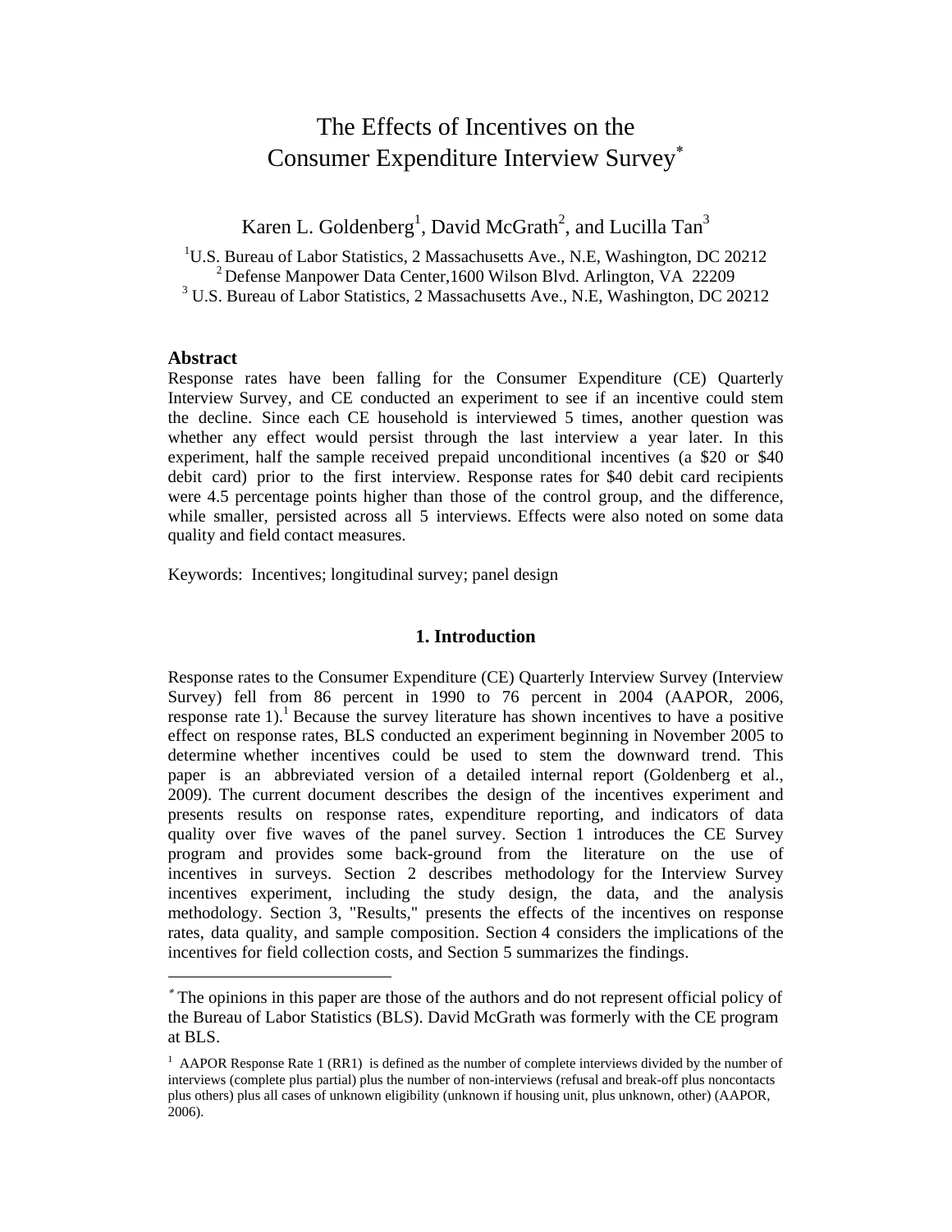# The Effects of Incentives on the Consumer Expenditure Interview Survey*

Karen L. Goldenberg[1], David McGrath[2], and Lucilla Tan[3]

[1]U.S. Bureau of Labor Statistics, 2 Massachusetts Ave., N.E, Washington, DC 20212
[2] Defense Manpower Data Center,1600 Wilson Blvd. Arlington, VA 22209
[3] U.S. Bureau of Labor Statistics, 2 Massachusetts Ave., N.E, Washington, DC 20212

**Abstract**

Response rates have been falling for the Consumer Expenditure (CE) Quarterly Interview Survey, and CE conducted an experiment to see if an incentive could stem the decline. Since each CE household is interviewed 5 times, another question was whether any effect would persist through the last interview a year later. In this experiment, half the sample received prepaid unconditional incentives (a $20 or $40 debit card) prior to the first interview. Response rates for $40 debit card recipients were 4.5 percentage points higher than those of the control group, and the difference, while smaller, persisted across all 5 interviews. Effects were also noted on some data quality and field contact measures.

Keywords: Incentives; longitudinal survey; panel design

## 1. Introduction

Response rates to the Consumer Expenditure (CE) Quarterly Interview Survey (Interview Survey) fell from 86 percent in 1990 to 76 percent in 2004 (AAPOR, 2006, response rate 1).[1] Because the survey literature has shown incentives to have a positive effect on response rates, BLS conducted an experiment beginning in November 2005 to determine whether incentives could be used to stem the downward trend. This paper is an abbreviated version of a detailed internal report (Goldenberg et al., 2009). The current document describes the design of the incentives experiment and presents results on response rates, expenditure reporting, and indicators of data quality over five waves of the panel survey. Section 1 introduces the CE Survey program and provides some back-ground from the literature on the use of incentives in surveys. Section 2 describes methodology for the Interview Survey incentives experiment, including the study design, the data, and the analysis methodology. Section 3, "Results," presents the effects of the incentives on response rates, data quality, and sample composition. Section 4 considers the implications of the incentives for field collection costs, and Section 5 summarizes the findings.

---

\* The opinions in this paper are those of the authors and do not represent official policy of the Bureau of Labor Statistics (BLS). David McGrath was formerly with the CE program at BLS.

[1] AAPOR Response Rate 1 (RR1) is defined as the number of complete interviews divided by the number of interviews (complete plus partial) plus the number of non-interviews (refusal and break-off plus noncontacts plus others) plus all cases of unknown eligibility (unknown if housing unit, plus unknown, other) (AAPOR, 2006).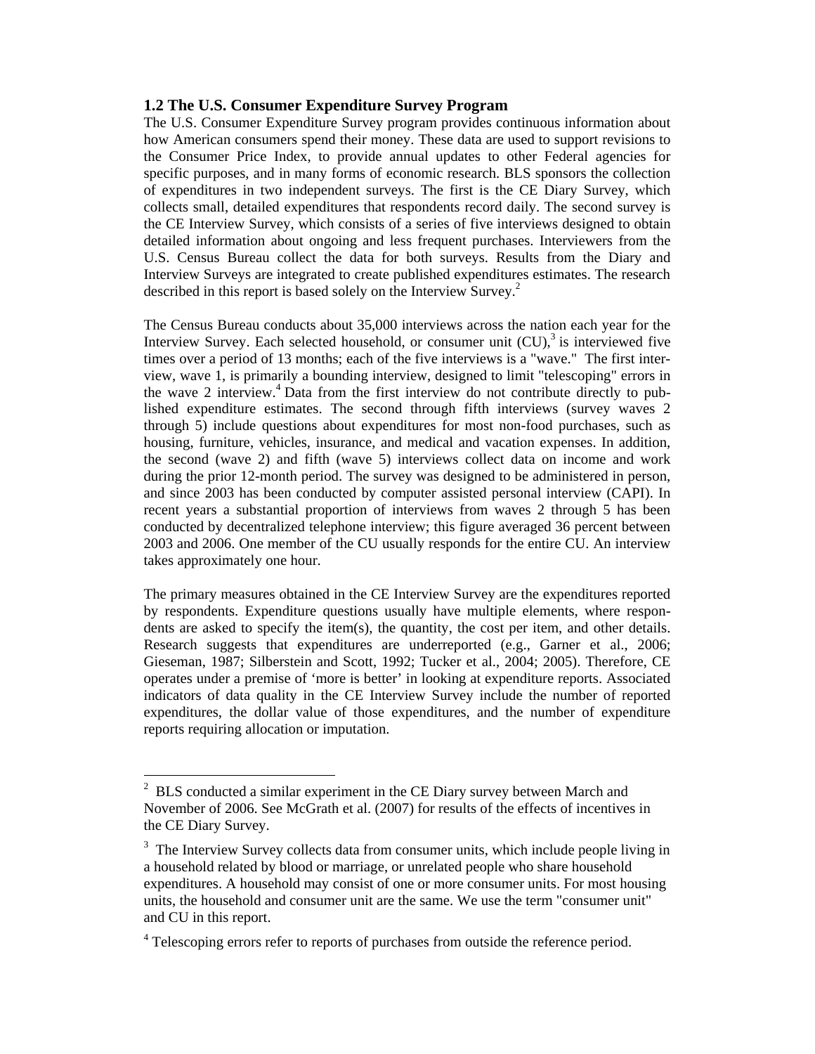## 1.2 The U.S. Consumer Expenditure Survey Program

The U.S. Consumer Expenditure Survey program provides continuous information about how American consumers spend their money. These data are used to support revisions to the Consumer Price Index, to provide annual updates to other Federal agencies for specific purposes, and in many forms of economic research. BLS sponsors the collection of expenditures in two independent surveys. The first is the CE Diary Survey, which collects small, detailed expenditures that respondents record daily. The second survey is the CE Interview Survey, which consists of a series of five interviews designed to obtain detailed information about ongoing and less frequent purchases. Interviewers from the U.S. Census Bureau collect the data for both surveys. Results from the Diary and Interview Surveys are integrated to create published expenditures estimates. The research described in this report is based solely on the Interview Survey.[2]

The Census Bureau conducts about 35,000 interviews across the nation each year for the Interview Survey. Each selected household, or consumer unit (CU),[3] is interviewed five times over a period of 13 months; each of the five interviews is a "wave." The first interview, wave 1, is primarily a bounding interview, designed to limit "telescoping" errors in the wave 2 interview.[4] Data from the first interview do not contribute directly to published expenditure estimates. The second through fifth interviews (survey waves 2 through 5) include questions about expenditures for most non-food purchases, such as housing, furniture, vehicles, insurance, and medical and vacation expenses. In addition, the second (wave 2) and fifth (wave 5) interviews collect data on income and work during the prior 12-month period. The survey was designed to be administered in person, and since 2003 has been conducted by computer assisted personal interview (CAPI). In recent years a substantial proportion of interviews from waves 2 through 5 has been conducted by decentralized telephone interview; this figure averaged 36 percent between 2003 and 2006. One member of the CU usually responds for the entire CU. An interview takes approximately one hour.

The primary measures obtained in the CE Interview Survey are the expenditures reported by respondents. Expenditure questions usually have multiple elements, where respondents are asked to specify the item(s), the quantity, the cost per item, and other details. Research suggests that expenditures are underreported (e.g., Garner et al., 2006; Gieseman, 1987; Silberstein and Scott, 1992; Tucker et al., 2004; 2005). Therefore, CE operates under a premise of 'more is better' in looking at expenditure reports. Associated indicators of data quality in the CE Interview Survey include the number of reported expenditures, the dollar value of those expenditures, and the number of expenditure reports requiring allocation or imputation.

---

[2] BLS conducted a similar experiment in the CE Diary survey between March and November of 2006. See McGrath et al. (2007) for results of the effects of incentives in the CE Diary Survey.

[3] The Interview Survey collects data from consumer units, which include people living in a household related by blood or marriage, or unrelated people who share household expenditures. A household may consist of one or more consumer units. For most housing units, the household and consumer unit are the same. We use the term "consumer unit" and CU in this report.

[4] Telescoping errors refer to reports of purchases from outside the reference period.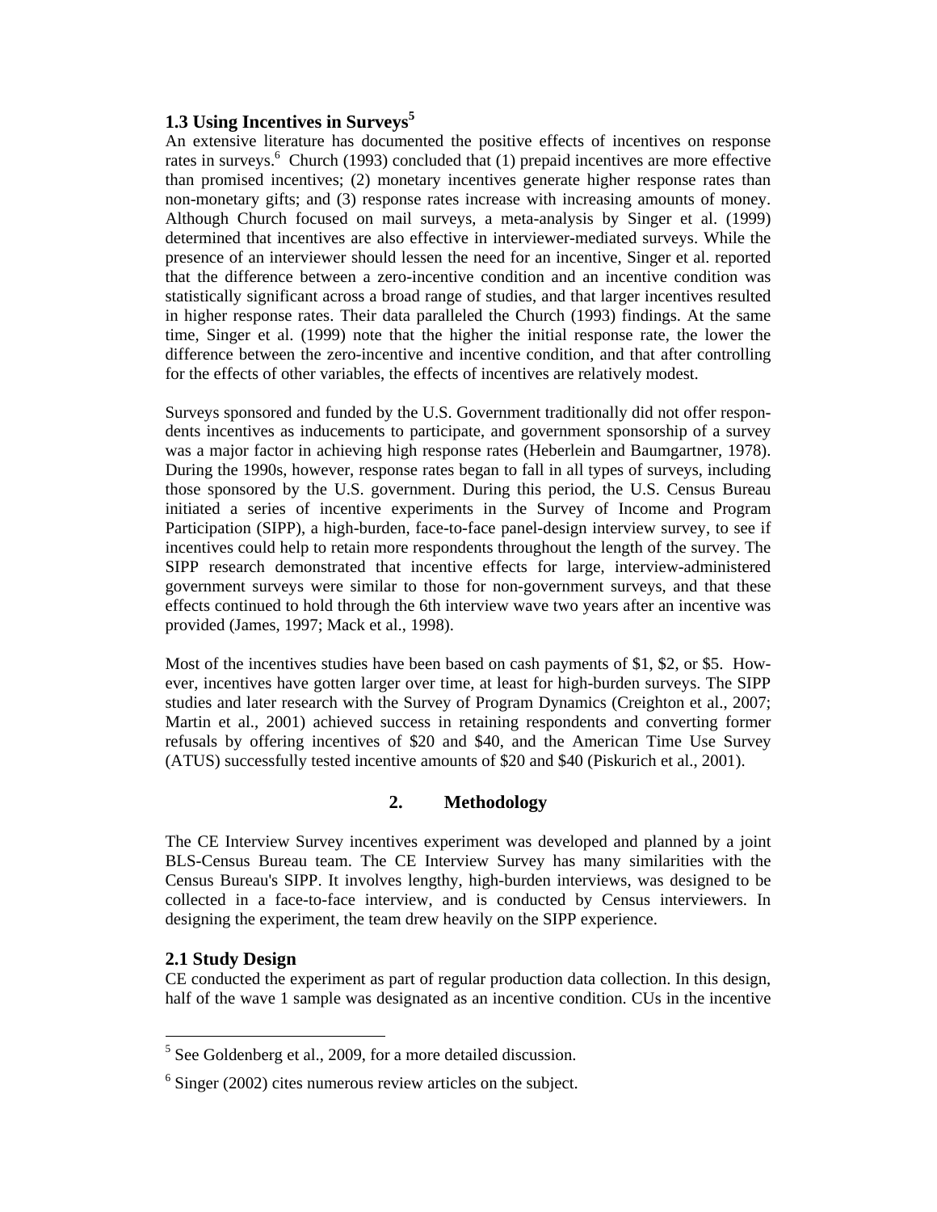### 1.3 Using Incentives in Surveys[5]

An extensive literature has documented the positive effects of incentives on response rates in surveys.[6] Church (1993) concluded that (1) prepaid incentives are more effective than promised incentives; (2) monetary incentives generate higher response rates than non-monetary gifts; and (3) response rates increase with increasing amounts of money. Although Church focused on mail surveys, a meta-analysis by Singer et al. (1999) determined that incentives are also effective in interviewer-mediated surveys. While the presence of an interviewer should lessen the need for an incentive, Singer et al. reported that the difference between a zero-incentive condition and an incentive condition was statistically significant across a broad range of studies, and that larger incentives resulted in higher response rates. Their data paralleled the Church (1993) findings. At the same time, Singer et al. (1999) note that the higher the initial response rate, the lower the difference between the zero-incentive and incentive condition, and that after controlling for the effects of other variables, the effects of incentives are relatively modest.

Surveys sponsored and funded by the U.S. Government traditionally did not offer respondents incentives as inducements to participate, and government sponsorship of a survey was a major factor in achieving high response rates (Heberlein and Baumgartner, 1978). During the 1990s, however, response rates began to fall in all types of surveys, including those sponsored by the U.S. government. During this period, the U.S. Census Bureau initiated a series of incentive experiments in the Survey of Income and Program Participation (SIPP), a high-burden, face-to-face panel-design interview survey, to see if incentives could help to retain more respondents throughout the length of the survey. The SIPP research demonstrated that incentive effects for large, interview-administered government surveys were similar to those for non-government surveys, and that these effects continued to hold through the 6th interview wave two years after an incentive was provided (James, 1997; Mack et al., 1998).

Most of the incentives studies have been based on cash payments of $1, $2, or $5. However, incentives have gotten larger over time, at least for high-burden surveys. The SIPP studies and later research with the Survey of Program Dynamics (Creighton et al., 2007; Martin et al., 2001) achieved success in retaining respondents and converting former refusals by offering incentives of $20 and $40, and the American Time Use Survey (ATUS) successfully tested incentive amounts of $20 and $40 (Piskurich et al., 2001).

## 2. Methodology

The CE Interview Survey incentives experiment was developed and planned by a joint BLS-Census Bureau team. The CE Interview Survey has many similarities with the Census Bureau's SIPP. It involves lengthy, high-burden interviews, was designed to be collected in a face-to-face interview, and is conducted by Census interviewers. In designing the experiment, the team drew heavily on the SIPP experience.

### 2.1 Study Design

CE conducted the experiment as part of regular production data collection. In this design, half of the wave 1 sample was designated as an incentive condition. CUs in the incentive

---

[5] See Goldenberg et al., 2009, for a more detailed discussion.

[6] Singer (2002) cites numerous review articles on the subject.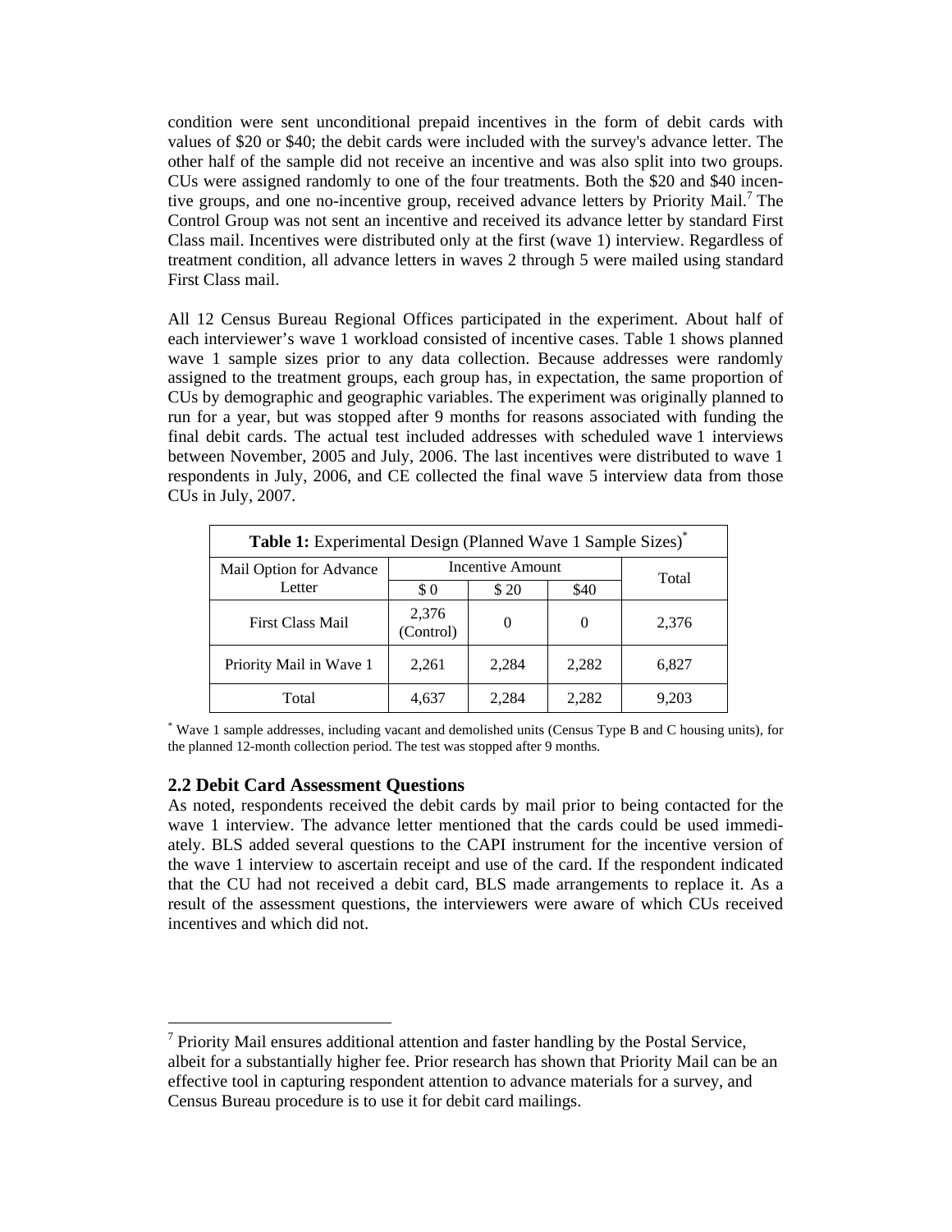condition were sent unconditional prepaid incentives in the form of debit cards with values of $20 or $40; the debit cards were included with the survey's advance letter. The other half of the sample did not receive an incentive and was also split into two groups. CUs were assigned randomly to one of the four treatments. Both the $20 and $40 incentive groups, and one no-incentive group, received advance letters by Priority Mail.[7] The Control Group was not sent an incentive and received its advance letter by standard First Class mail. Incentives were distributed only at the first (wave 1) interview. Regardless of treatment condition, all advance letters in waves 2 through 5 were mailed using standard First Class mail.

All 12 Census Bureau Regional Offices participated in the experiment. About half of each interviewer's wave 1 workload consisted of incentive cases. Table 1 shows planned wave 1 sample sizes prior to any data collection. Because addresses were randomly assigned to the treatment groups, each group has, in expectation, the same proportion of CUs by demographic and geographic variables. The experiment was originally planned to run for a year, but was stopped after 9 months for reasons associated with funding the final debit cards. The actual test included addresses with scheduled wave 1 interviews between November, 2005 and July, 2006. The last incentives were distributed to wave 1 respondents in July, 2006, and CE collected the final wave 5 interview data from those CUs in July, 2007.

**Table 1:** Experimental Design (Planned Wave 1 Sample Sizes)*

| Mail Option for Advance Letter | Incentive Amount | | | Total |
|---|---|---|---|---|
| | $ 0 | $ 20 | $40 | |
| First Class Mail | 2,376 (Control) | 0 | 0 | 2,376 |
| Priority Mail in Wave 1 | 2,261 | 2,284 | 2,282 | 6,827 |
| Total | 4,637 | 2,284 | 2,282 | 9,203 |

\* Wave 1 sample addresses, including vacant and demolished units (Census Type B and C housing units), for the planned 12-month collection period. The test was stopped after 9 months.

### 2.2 Debit Card Assessment Questions

As noted, respondents received the debit cards by mail prior to being contacted for the wave 1 interview. The advance letter mentioned that the cards could be used immediately. BLS added several questions to the CAPI instrument for the incentive version of the wave 1 interview to ascertain receipt and use of the card. If the respondent indicated that the CU had not received a debit card, BLS made arrangements to replace it. As a result of the assessment questions, the interviewers were aware of which CUs received incentives and which did not.

[7] Priority Mail ensures additional attention and faster handling by the Postal Service, albeit for a substantially higher fee. Prior research has shown that Priority Mail can be an effective tool in capturing respondent attention to advance materials for a survey, and Census Bureau procedure is to use it for debit card mailings.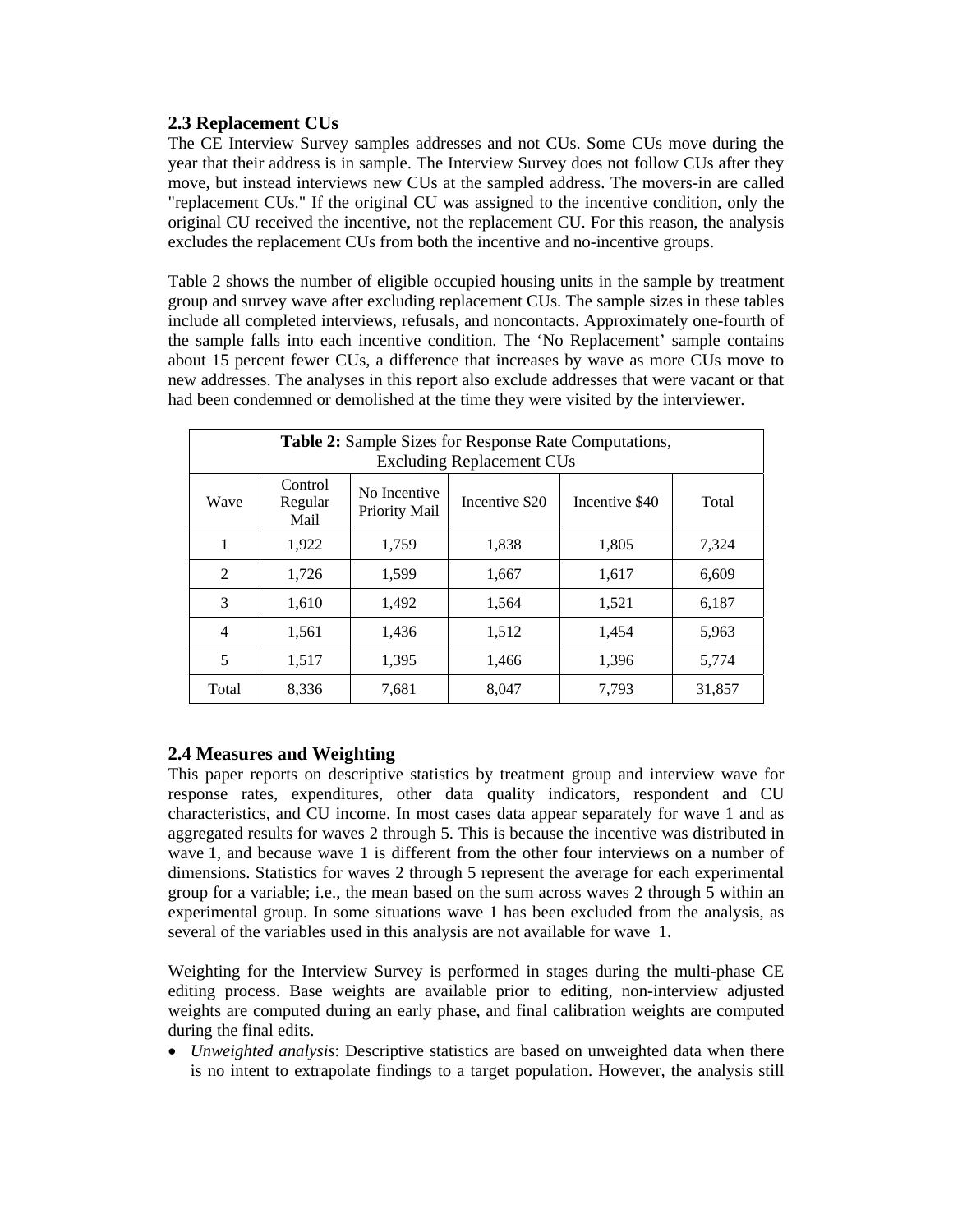## 2.3 Replacement CUs

The CE Interview Survey samples addresses and not CUs. Some CUs move during the year that their address is in sample. The Interview Survey does not follow CUs after they move, but instead interviews new CUs at the sampled address. The movers-in are called "replacement CUs." If the original CU was assigned to the incentive condition, only the original CU received the incentive, not the replacement CU. For this reason, the analysis excludes the replacement CUs from both the incentive and no-incentive groups.

Table 2 shows the number of eligible occupied housing units in the sample by treatment group and survey wave after excluding replacement CUs. The sample sizes in these tables include all completed interviews, refusals, and noncontacts. Approximately one-fourth of the sample falls into each incentive condition. The 'No Replacement' sample contains about 15 percent fewer CUs, a difference that increases by wave as more CUs move to new addresses. The analyses in this report also exclude addresses that were vacant or that had been condemned or demolished at the time they were visited by the interviewer.

**Table 2:** Sample Sizes for Response Rate Computations, Excluding Replacement CUs

| Wave | Control Regular Mail | No Incentive Priority Mail | Incentive $20 | Incentive $40 | Total |
|---|---|---|---|---|---|
| 1 | 1,922 | 1,759 | 1,838 | 1,805 | 7,324 |
| 2 | 1,726 | 1,599 | 1,667 | 1,617 | 6,609 |
| 3 | 1,610 | 1,492 | 1,564 | 1,521 | 6,187 |
| 4 | 1,561 | 1,436 | 1,512 | 1,454 | 5,963 |
| 5 | 1,517 | 1,395 | 1,466 | 1,396 | 5,774 |
| Total | 8,336 | 7,681 | 8,047 | 7,793 | 31,857 |

## 2.4 Measures and Weighting

This paper reports on descriptive statistics by treatment group and interview wave for response rates, expenditures, other data quality indicators, respondent and CU characteristics, and CU income. In most cases data appear separately for wave 1 and as aggregated results for waves 2 through 5. This is because the incentive was distributed in wave 1, and because wave 1 is different from the other four interviews on a number of dimensions. Statistics for waves 2 through 5 represent the average for each experimental group for a variable; i.e., the mean based on the sum across waves 2 through 5 within an experimental group. In some situations wave 1 has been excluded from the analysis, as several of the variables used in this analysis are not available for wave 1.

Weighting for the Interview Survey is performed in stages during the multi-phase CE editing process. Base weights are available prior to editing, non-interview adjusted weights are computed during an early phase, and final calibration weights are computed during the final edits.

- *Unweighted analysis*: Descriptive statistics are based on unweighted data when there is no intent to extrapolate findings to a target population. However, the analysis still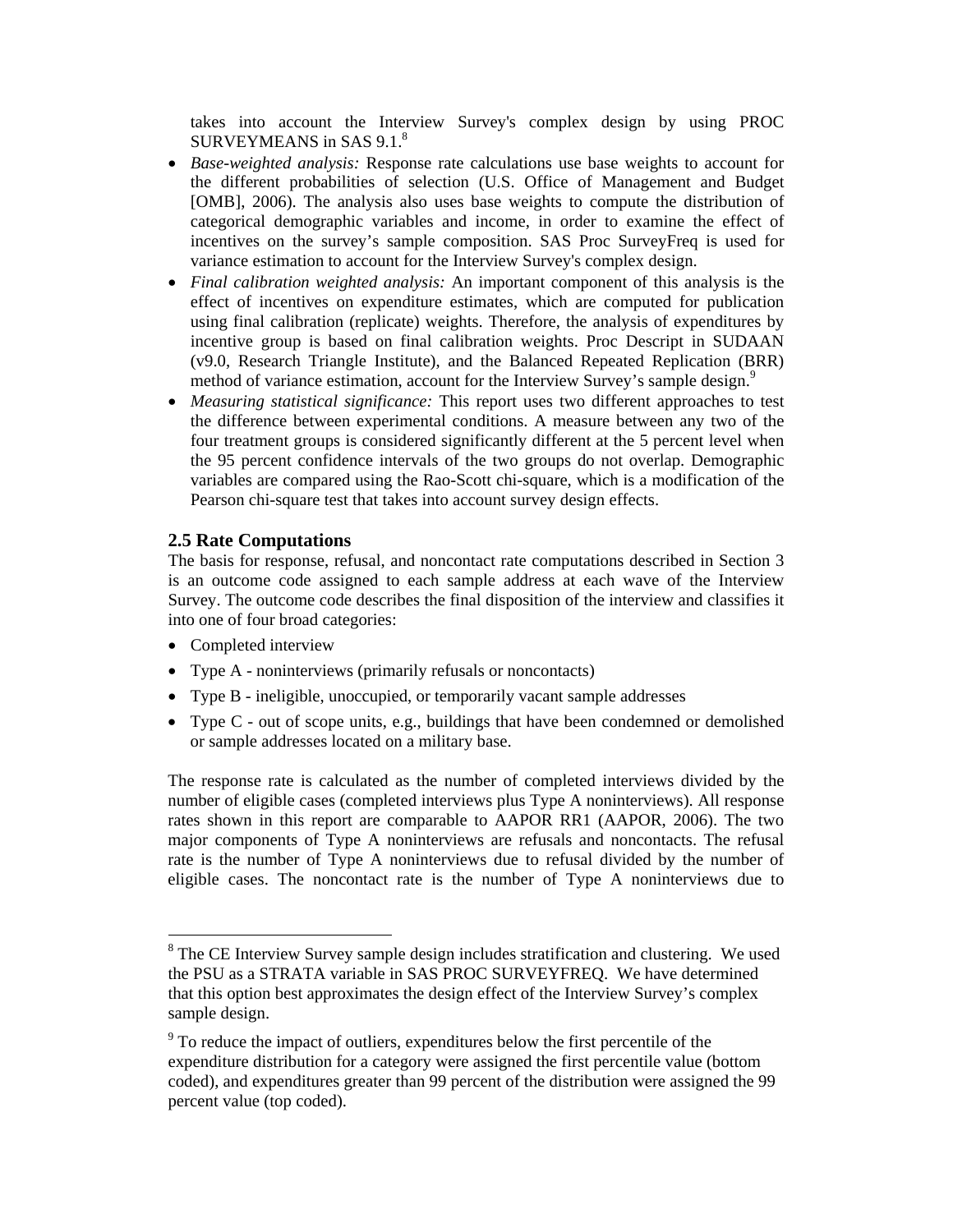takes into account the Interview Survey's complex design by using PROC SURVEYMEANS in SAS 9.1.[8]

- *Base-weighted analysis:* Response rate calculations use base weights to account for the different probabilities of selection (U.S. Office of Management and Budget [OMB], 2006). The analysis also uses base weights to compute the distribution of categorical demographic variables and income, in order to examine the effect of incentives on the survey's sample composition. SAS Proc SurveyFreq is used for variance estimation to account for the Interview Survey's complex design.
- *Final calibration weighted analysis:* An important component of this analysis is the effect of incentives on expenditure estimates, which are computed for publication using final calibration (replicate) weights. Therefore, the analysis of expenditures by incentive group is based on final calibration weights. Proc Descript in SUDAAN (v9.0, Research Triangle Institute), and the Balanced Repeated Replication (BRR) method of variance estimation, account for the Interview Survey's sample design.[9]
- *Measuring statistical significance:* This report uses two different approaches to test the difference between experimental conditions. A measure between any two of the four treatment groups is considered significantly different at the 5 percent level when the 95 percent confidence intervals of the two groups do not overlap. Demographic variables are compared using the Rao-Scott chi-square, which is a modification of the Pearson chi-square test that takes into account survey design effects.

## 2.5 Rate Computations

The basis for response, refusal, and noncontact rate computations described in Section 3 is an outcome code assigned to each sample address at each wave of the Interview Survey. The outcome code describes the final disposition of the interview and classifies it into one of four broad categories:

- Completed interview
- Type A - noninterviews (primarily refusals or noncontacts)
- Type B - ineligible, unoccupied, or temporarily vacant sample addresses
- Type C - out of scope units, e.g., buildings that have been condemned or demolished or sample addresses located on a military base.

The response rate is calculated as the number of completed interviews divided by the number of eligible cases (completed interviews plus Type A noninterviews). All response rates shown in this report are comparable to AAPOR RR1 (AAPOR, 2006). The two major components of Type A noninterviews are refusals and noncontacts. The refusal rate is the number of Type A noninterviews due to refusal divided by the number of eligible cases. The noncontact rate is the number of Type A noninterviews due to

---

[8] The CE Interview Survey sample design includes stratification and clustering. We used the PSU as a STRATA variable in SAS PROC SURVEYFREQ. We have determined that this option best approximates the design effect of the Interview Survey's complex sample design.

[9] To reduce the impact of outliers, expenditures below the first percentile of the expenditure distribution for a category were assigned the first percentile value (bottom coded), and expenditures greater than 99 percent of the distribution were assigned the 99 percent value (top coded).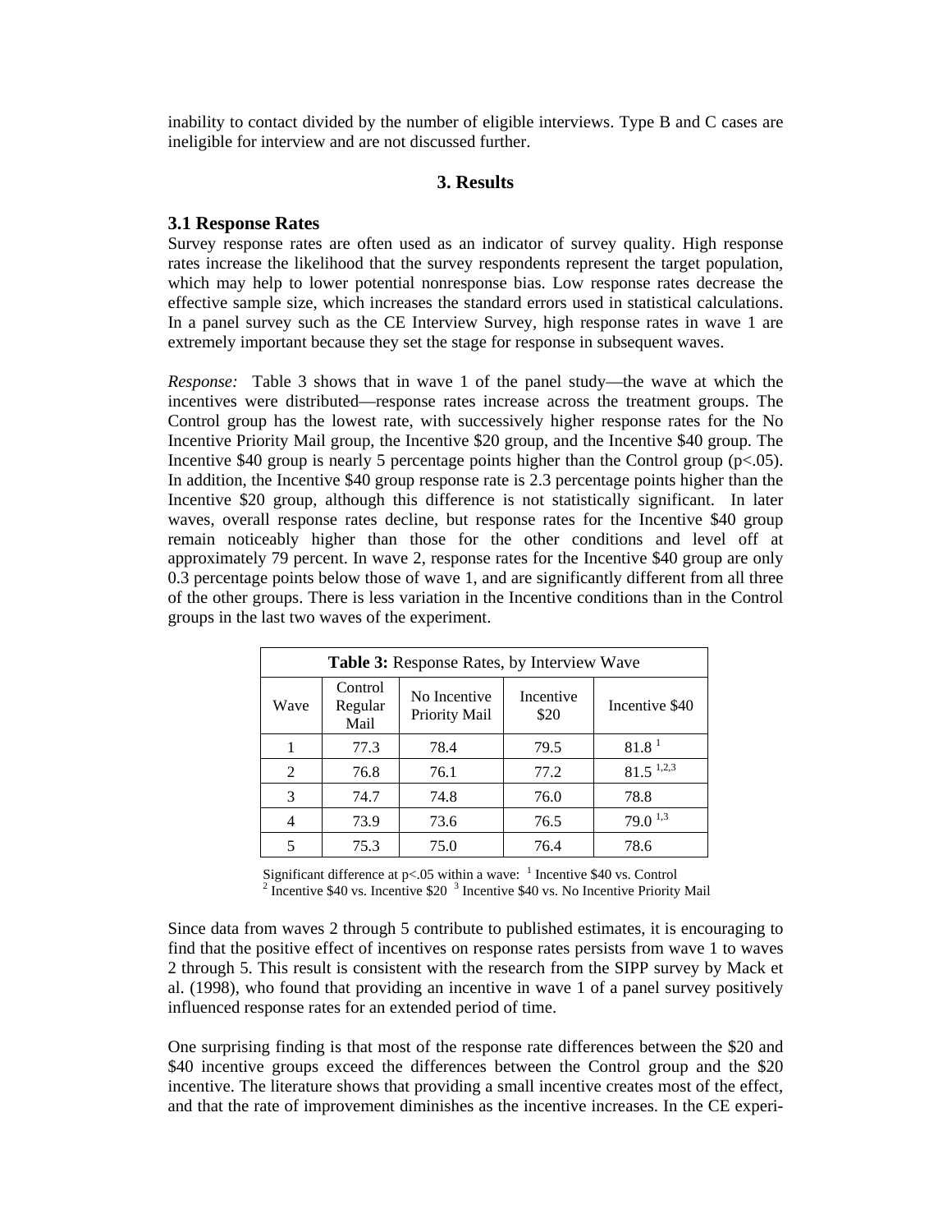inability to contact divided by the number of eligible interviews. Type B and C cases are ineligible for interview and are not discussed further.

## 3. Results

### 3.1 Response Rates

Survey response rates are often used as an indicator of survey quality. High response rates increase the likelihood that the survey respondents represent the target population, which may help to lower potential nonresponse bias. Low response rates decrease the effective sample size, which increases the standard errors used in statistical calculations. In a panel survey such as the CE Interview Survey, high response rates in wave 1 are extremely important because they set the stage for response in subsequent waves.

*Response:* Table 3 shows that in wave 1 of the panel study—the wave at which the incentives were distributed—response rates increase across the treatment groups. The Control group has the lowest rate, with successively higher response rates for the No Incentive Priority Mail group, the Incentive $20 group, and the Incentive $40 group. The Incentive $40 group is nearly 5 percentage points higher than the Control group ($p<.05$). In addition, the Incentive $40 group response rate is 2.3 percentage points higher than the Incentive $20 group, although this difference is not statistically significant. In later waves, overall response rates decline, but response rates for the Incentive $40 group remain noticeably higher than those for the other conditions and level off at approximately 79 percent. In wave 2, response rates for the Incentive $40 group are only 0.3 percentage points below those of wave 1, and are significantly different from all three of the other groups. There is less variation in the Incentive conditions than in the Control groups in the last two waves of the experiment.

**Table 3:** Response Rates, by Interview Wave

| Wave | Control Regular Mail | No Incentive Priority Mail | Incentive $20 | Incentive $40 |
|---|---|---|---|---|
| 1 | 77.3 | 78.4 | 79.5 | 81.8 [1] |
| 2 | 76.8 | 76.1 | 77.2 | 81.5 [1,2,3] |
| 3 | 74.7 | 74.8 | 76.0 | 78.8 |
| 4 | 73.9 | 73.6 | 76.5 | 79.0 [1,3] |
| 5 | 75.3 | 75.0 | 76.4 | 78.6 |

Significant difference at $p<.05$ within a wave: [1] Incentive $40 vs. Control [2] Incentive $40 vs. Incentive $20 [3] Incentive $40 vs. No Incentive Priority Mail

Since data from waves 2 through 5 contribute to published estimates, it is encouraging to find that the positive effect of incentives on response rates persists from wave 1 to waves 2 through 5. This result is consistent with the research from the SIPP survey by Mack et al. (1998), who found that providing an incentive in wave 1 of a panel survey positively influenced response rates for an extended period of time.

One surprising finding is that most of the response rate differences between the $20 and $40 incentive groups exceed the differences between the Control group and the $20 incentive. The literature shows that providing a small incentive creates most of the effect, and that the rate of improvement diminishes as the incentive increases. In the CE experi-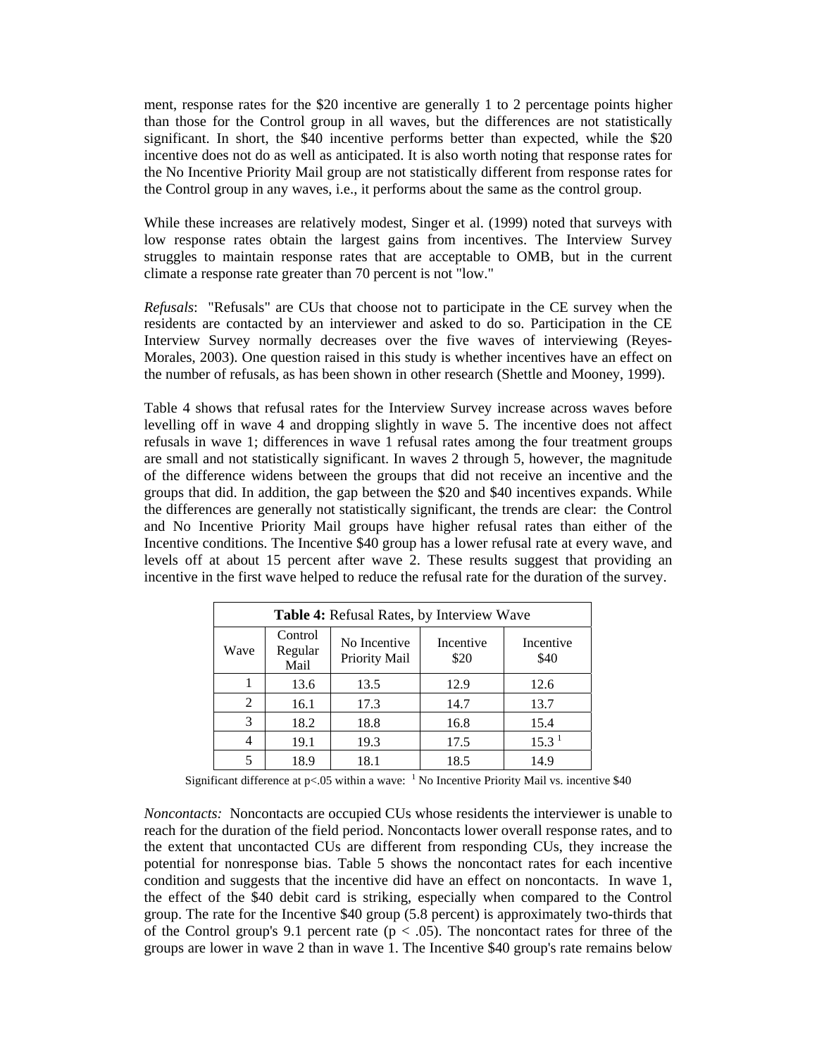ment, response rates for the $20 incentive are generally 1 to 2 percentage points higher than those for the Control group in all waves, but the differences are not statistically significant. In short, the $40 incentive performs better than expected, while the $20 incentive does not do as well as anticipated. It is also worth noting that response rates for the No Incentive Priority Mail group are not statistically different from response rates for the Control group in any waves, i.e., it performs about the same as the control group.

While these increases are relatively modest, Singer et al. (1999) noted that surveys with low response rates obtain the largest gains from incentives. The Interview Survey struggles to maintain response rates that are acceptable to OMB, but in the current climate a response rate greater than 70 percent is not "low."

*Refusals*: "Refusals" are CUs that choose not to participate in the CE survey when the residents are contacted by an interviewer and asked to do so. Participation in the CE Interview Survey normally decreases over the five waves of interviewing (Reyes-Morales, 2003). One question raised in this study is whether incentives have an effect on the number of refusals, as has been shown in other research (Shettle and Mooney, 1999).

Table 4 shows that refusal rates for the Interview Survey increase across waves before levelling off in wave 4 and dropping slightly in wave 5. The incentive does not affect refusals in wave 1; differences in wave 1 refusal rates among the four treatment groups are small and not statistically significant. In waves 2 through 5, however, the magnitude of the difference widens between the groups that did not receive an incentive and the groups that did. In addition, the gap between the $20 and $40 incentives expands. While the differences are generally not statistically significant, the trends are clear: the Control and No Incentive Priority Mail groups have higher refusal rates than either of the Incentive conditions. The Incentive $40 group has a lower refusal rate at every wave, and levels off at about 15 percent after wave 2. These results suggest that providing an incentive in the first wave helped to reduce the refusal rate for the duration of the survey.

**Table 4:** Refusal Rates, by Interview Wave

| Wave | Control Regular Mail | No Incentive Priority Mail | Incentive $20 | Incentive $40 |
|---|---|---|---|---|
| 1 | 13.6 | 13.5 | 12.9 | 12.6 |
| 2 | 16.1 | 17.3 | 14.7 | 13.7 |
| 3 | 18.2 | 18.8 | 16.8 | 15.4 |
| 4 | 19.1 | 19.3 | 17.5 | 15.3 [1] |
| 5 | 18.9 | 18.1 | 18.5 | 14.9 |

Significant difference at $p<.05$ within a wave: [1] No Incentive Priority Mail vs. incentive $40

*Noncontacts:* Noncontacts are occupied CUs whose residents the interviewer is unable to reach for the duration of the field period. Noncontacts lower overall response rates, and to the extent that uncontacted CUs are different from responding CUs, they increase the potential for nonresponse bias. Table 5 shows the noncontact rates for each incentive condition and suggests that the incentive did have an effect on noncontacts. In wave 1, the effect of the $40 debit card is striking, especially when compared to the Control group. The rate for the Incentive $40 group (5.8 percent) is approximately two-thirds that of the Control group's 9.1 percent rate ($p < .05$). The noncontact rates for three of the groups are lower in wave 2 than in wave 1. The Incentive $40 group's rate remains below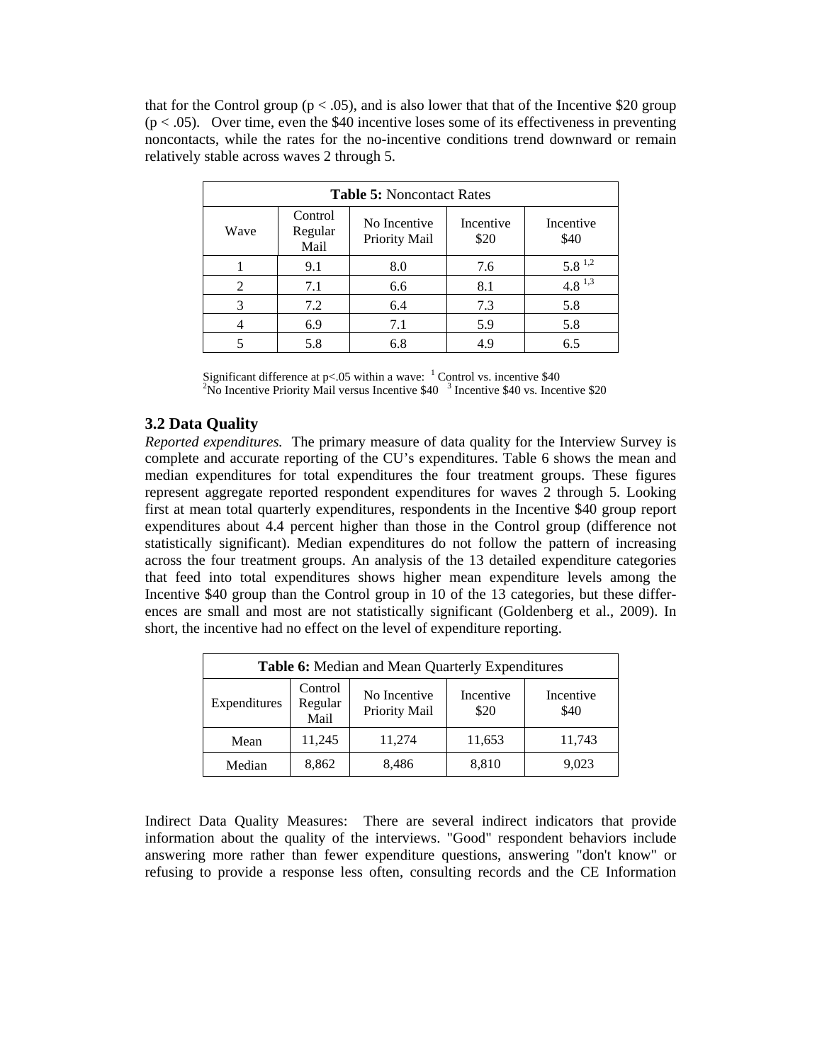that for the Control group ($p < .05$), and is also lower that that of the Incentive $20 group ($p < .05$). Over time, even the $40 incentive loses some of its effectiveness in preventing noncontacts, while the rates for the no-incentive conditions trend downward or remain relatively stable across waves 2 through 5.

**Table 5:** Noncontact Rates

| Wave | Control Regular Mail | No Incentive Priority Mail | Incentive $20 | Incentive $40 |
|---|---|---|---|---|
| 1 | 9.1 | 8.0 | 7.6 | 5.8 [1,2] |
| 2 | 7.1 | 6.6 | 8.1 | 4.8 [1,3] |
| 3 | 7.2 | 6.4 | 7.3 | 5.8 |
| 4 | 6.9 | 7.1 | 5.9 | 5.8 |
| 5 | 5.8 | 6.8 | 4.9 | 6.5 |

Significant difference at p<.05 within a wave: [1] Control vs. incentive $40
[2]No Incentive Priority Mail versus Incentive $40 [3] Incentive $40 vs. Incentive $20

### 3.2 Data Quality

*Reported expenditures.* The primary measure of data quality for the Interview Survey is complete and accurate reporting of the CU's expenditures. Table 6 shows the mean and median expenditures for total expenditures the four treatment groups. These figures represent aggregate reported respondent expenditures for waves 2 through 5. Looking first at mean total quarterly expenditures, respondents in the Incentive $40 group report expenditures about 4.4 percent higher than those in the Control group (difference not statistically significant). Median expenditures do not follow the pattern of increasing across the four treatment groups. An analysis of the 13 detailed expenditure categories that feed into total expenditures shows higher mean expenditure levels among the Incentive $40 group than the Control group in 10 of the 13 categories, but these differences are small and most are not statistically significant (Goldenberg et al., 2009). In short, the incentive had no effect on the level of expenditure reporting.

**Table 6:** Median and Mean Quarterly Expenditures

| Expenditures | Control Regular Mail | No Incentive Priority Mail | Incentive $20 | Incentive $40 |
|---|---|---|---|---|
| Mean | 11,245 | 11,274 | 11,653 | 11,743 |
| Median | 8,862 | 8,486 | 8,810 | 9,023 |

Indirect Data Quality Measures: There are several indirect indicators that provide information about the quality of the interviews. "Good" respondent behaviors include answering more rather than fewer expenditure questions, answering "don't know" or refusing to provide a response less often, consulting records and the CE Information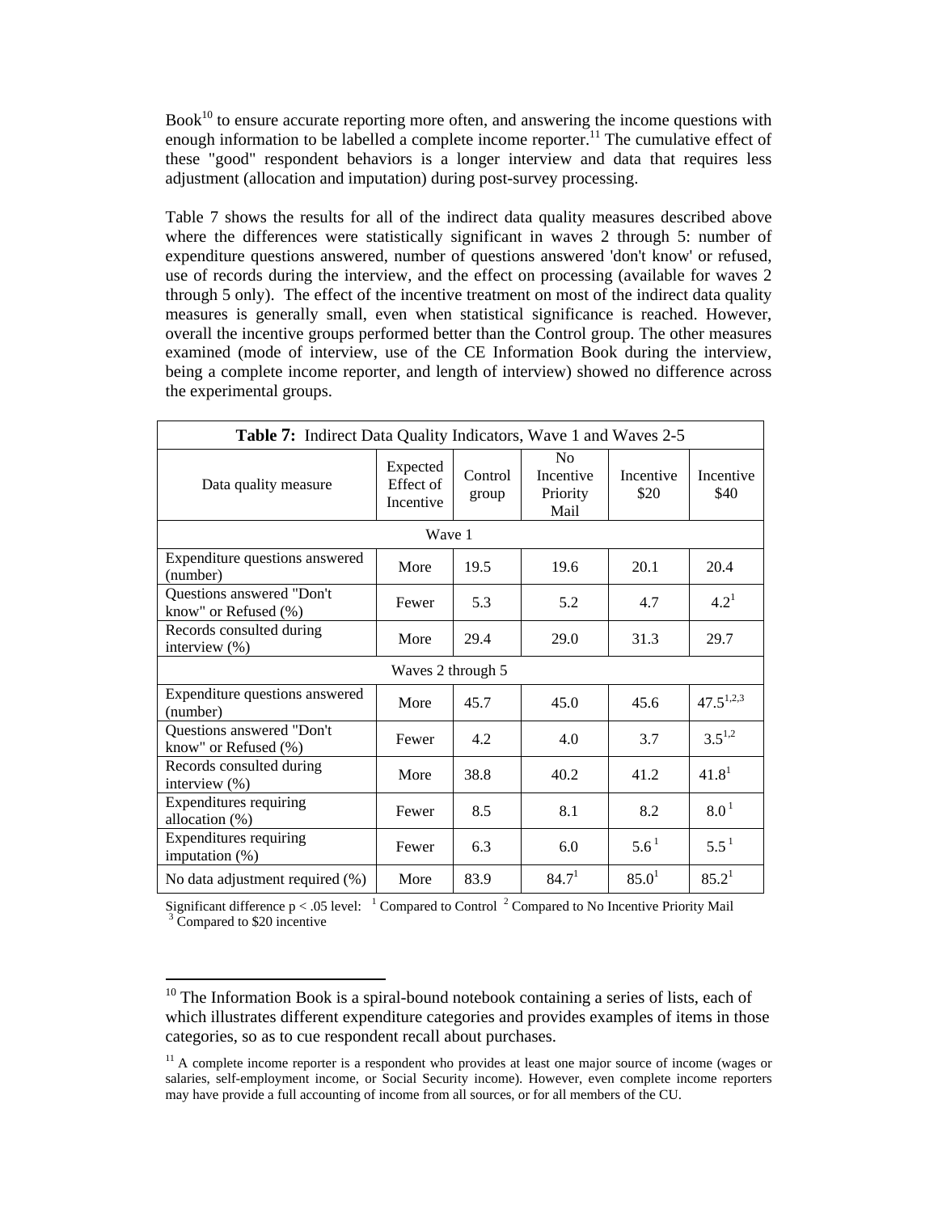Book[10] to ensure accurate reporting more often, and answering the income questions with enough information to be labelled a complete income reporter.[11] The cumulative effect of these "good" respondent behaviors is a longer interview and data that requires less adjustment (allocation and imputation) during post-survey processing.

Table 7 shows the results for all of the indirect data quality measures described above where the differences were statistically significant in waves 2 through 5: number of expenditure questions answered, number of questions answered 'don't know' or refused, use of records during the interview, and the effect on processing (available for waves 2 through 5 only). The effect of the incentive treatment on most of the indirect data quality measures is generally small, even when statistical significance is reached. However, overall the incentive groups performed better than the Control group. The other measures examined (mode of interview, use of the CE Information Book during the interview, being a complete income reporter, and length of interview) showed no difference across the experimental groups.

**Table 7:** Indirect Data Quality Indicators, Wave 1 and Waves 2-5

| Data quality measure | Expected Effect of Incentive | Control group | No Incentive Priority Mail | Incentive \$20 | Incentive \$40 |
|---|---|---|---|---|---|
| Wave 1 | | | | | |
| Expenditure questions answered (number) | More | 19.5 | 19.6 | 20.1 | 20.4 |
| Questions answered "Don't know" or Refused (%) | Fewer | 5.3 | 5.2 | 4.7 | 4.2[1] |
| Records consulted during interview (%) | More | 29.4 | 29.0 | 31.3 | 29.7 |
| Waves 2 through 5 | | | | | |
| Expenditure questions answered (number) | More | 45.7 | 45.0 | 45.6 | 47.5[1,2,3] |
| Questions answered "Don't know" or Refused (%) | Fewer | 4.2 | 4.0 | 3.7 | 3.5[1,2] |
| Records consulted during interview (%) | More | 38.8 | 40.2 | 41.2 | 41.8[1] |
| Expenditures requiring allocation (%) | Fewer | 8.5 | 8.1 | 8.2 | 8.0[1] |
| Expenditures requiring imputation (%) | Fewer | 6.3 | 6.0 | 5.6[1] | 5.5[1] |
| No data adjustment required (%) | More | 83.9 | 84.7[1] | 85.0[1] | 85.2[1] |

Significant difference $p < .05$ level: [1] Compared to Control [2] Compared to No Incentive Priority Mail [3] Compared to \$20 incentive

[10] The Information Book is a spiral-bound notebook containing a series of lists, each of which illustrates different expenditure categories and provides examples of items in those categories, so as to cue respondent recall about purchases.

[11] A complete income reporter is a respondent who provides at least one major source of income (wages or salaries, self-employment income, or Social Security income). However, even complete income reporters may have provide a full accounting of income from all sources, or for all members of the CU.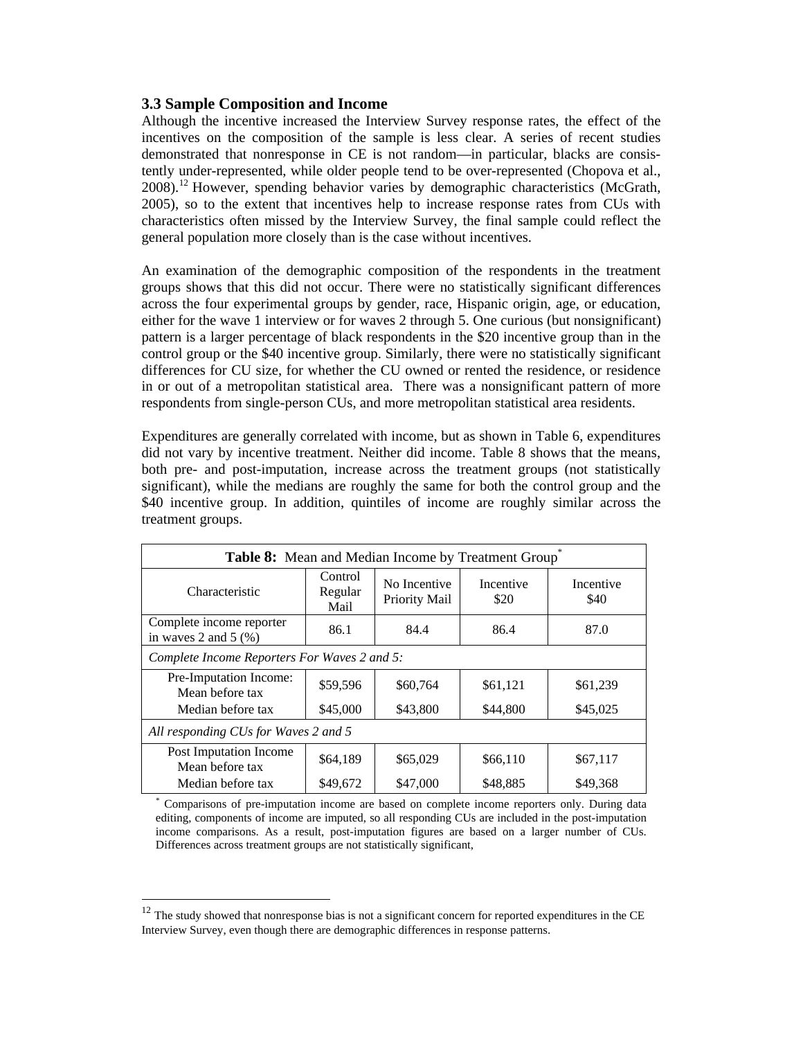### 3.3 Sample Composition and Income

Although the incentive increased the Interview Survey response rates, the effect of the incentives on the composition of the sample is less clear. A series of recent studies demonstrated that nonresponse in CE is not random—in particular, blacks are consistently under-represented, while older people tend to be over-represented (Chopova et al., 2008).[12] However, spending behavior varies by demographic characteristics (McGrath, 2005), so to the extent that incentives help to increase response rates from CUs with characteristics often missed by the Interview Survey, the final sample could reflect the general population more closely than is the case without incentives.

An examination of the demographic composition of the respondents in the treatment groups shows that this did not occur. There were no statistically significant differences across the four experimental groups by gender, race, Hispanic origin, age, or education, either for the wave 1 interview or for waves 2 through 5. One curious (but nonsignificant) pattern is a larger percentage of black respondents in the \$20 incentive group than in the control group or the \$40 incentive group. Similarly, there were no statistically significant differences for CU size, for whether the CU owned or rented the residence, or residence in or out of a metropolitan statistical area. There was a nonsignificant pattern of more respondents from single-person CUs, and more metropolitan statistical area residents.

Expenditures are generally correlated with income, but as shown in Table 6, expenditures did not vary by incentive treatment. Neither did income. Table 8 shows that the means, both pre- and post-imputation, increase across the treatment groups (not statistically significant), while the medians are roughly the same for both the control group and the \$40 incentive group. In addition, quintiles of income are roughly similar across the treatment groups.

**Table 8:** Mean and Median Income by Treatment Group*

| Characteristic | Control Regular Mail | No Incentive Priority Mail | Incentive \$20 | Incentive \$40 |
|---|---|---|---|---|
| Complete income reporter in waves 2 and 5 (%) | 86.1 | 84.4 | 86.4 | 87.0 |
| *Complete Income Reporters For Waves 2 and 5:* | | | | |
| Pre-Imputation Income: Mean before tax | \$59,596 | \$60,764 | \$61,121 | \$61,239 |
| Median before tax | \$45,000 | \$43,800 | \$44,800 | \$45,025 |
| *All responding CUs for Waves 2 and 5* | | | | |
| Post Imputation Income Mean before tax | \$64,189 | \$65,029 | \$66,110 | \$67,117 |
| Median before tax | \$49,672 | \$47,000 | \$48,885 | \$49,368 |

* Comparisons of pre-imputation income are based on complete income reporters only. During data editing, components of income are imputed, so all responding CUs are included in the post-imputation income comparisons. As a result, post-imputation figures are based on a larger number of CUs. Differences across treatment groups are not statistically significant,

[12] The study showed that nonresponse bias is not a significant concern for reported expenditures in the CE Interview Survey, even though there are demographic differences in response patterns.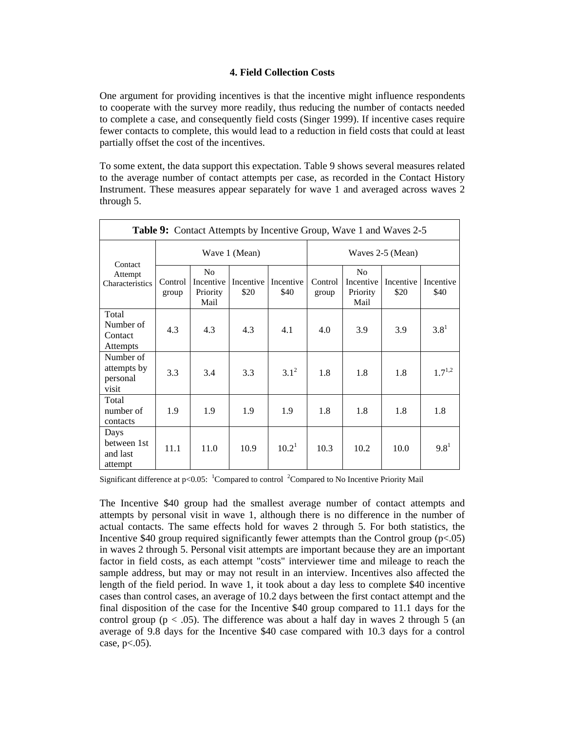### 4. Field Collection Costs

One argument for providing incentives is that the incentive might influence respondents to cooperate with the survey more readily, thus reducing the number of contacts needed to complete a case, and consequently field costs (Singer 1999). If incentive cases require fewer contacts to complete, this would lead to a reduction in field costs that could at least partially offset the cost of the incentives.

To some extent, the data support this expectation. Table 9 shows several measures related to the average number of contact attempts per case, as recorded in the Contact History Instrument. These measures appear separately for wave 1 and averaged across waves 2 through 5.

**Table 9:** Contact Attempts by Incentive Group, Wave 1 and Waves 2-5

| Contact Attempt Characteristics | Wave 1 (Mean) | | | | Waves 2-5 (Mean) | | | |
|---|---|---|---|---|---|---|---|---|
| | Control group | No Incentive Priority Mail | Incentive $20 | Incentive $40 | Control group | No Incentive Priority Mail | Incentive $20 | Incentive $40 |
| Total Number of Contact Attempts | 4.3 | 4.3 | 4.3 | 4.1 | 4.0 | 3.9 | 3.9 | 3.8[1] |
| Number of attempts by personal visit | 3.3 | 3.4 | 3.3 | 3.1[2] | 1.8 | 1.8 | 1.8 | 1.7[1,2] |
| Total number of contacts | 1.9 | 1.9 | 1.9 | 1.9 | 1.8 | 1.8 | 1.8 | 1.8 |
| Days between 1st and last attempt | 11.1 | 11.0 | 10.9 | 10.2[1] | 10.3 | 10.2 | 10.0 | 9.8[1] |

Significant difference at $p<0.05$: [1]Compared to control [2]Compared to No Incentive Priority Mail

The Incentive $40 group had the smallest average number of contact attempts and attempts by personal visit in wave 1, although there is no difference in the number of actual contacts. The same effects hold for waves 2 through 5. For both statistics, the Incentive $40 group required significantly fewer attempts than the Control group ($p<.05$) in waves 2 through 5. Personal visit attempts are important because they are an important factor in field costs, as each attempt "costs" interviewer time and mileage to reach the sample address, but may or may not result in an interview. Incentives also affected the length of the field period. In wave 1, it took about a day less to complete $40 incentive cases than control cases, an average of 10.2 days between the first contact attempt and the final disposition of the case for the Incentive $40 group compared to 11.1 days for the control group ($p < .05$). The difference was about a half day in waves 2 through 5 (an average of 9.8 days for the Incentive $40 case compared with 10.3 days for a control case, $p<.05$).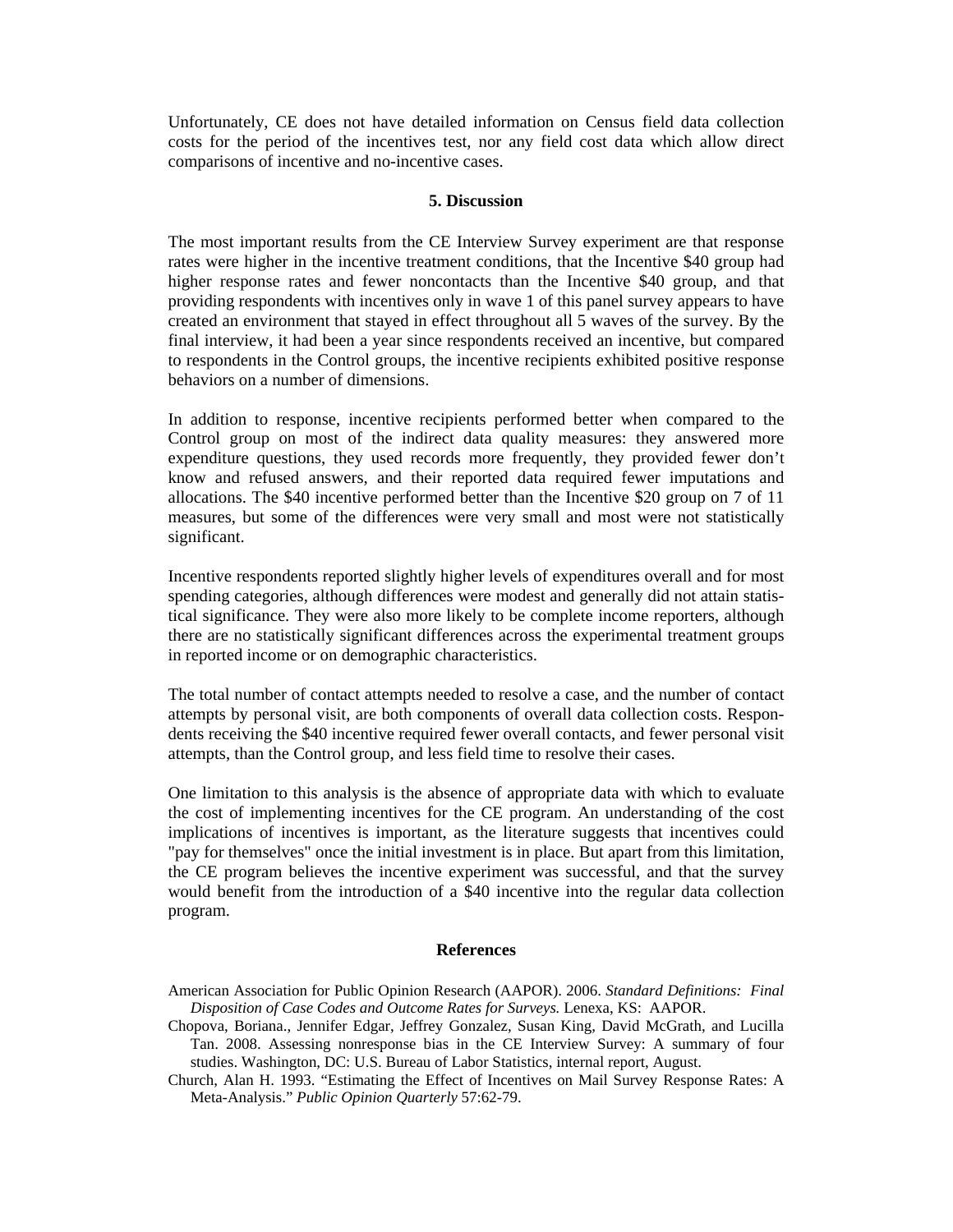Unfortunately, CE does not have detailed information on Census field data collection costs for the period of the incentives test, nor any field cost data which allow direct comparisons of incentive and no-incentive cases.

## 5. Discussion

The most important results from the CE Interview Survey experiment are that response rates were higher in the incentive treatment conditions, that the Incentive $40 group had higher response rates and fewer noncontacts than the Incentive $40 group, and that providing respondents with incentives only in wave 1 of this panel survey appears to have created an environment that stayed in effect throughout all 5 waves of the survey. By the final interview, it had been a year since respondents received an incentive, but compared to respondents in the Control groups, the incentive recipients exhibited positive response behaviors on a number of dimensions.

In addition to response, incentive recipients performed better when compared to the Control group on most of the indirect data quality measures: they answered more expenditure questions, they used records more frequently, they provided fewer don't know and refused answers, and their reported data required fewer imputations and allocations. The $40 incentive performed better than the Incentive $20 group on 7 of 11 measures, but some of the differences were very small and most were not statistically significant.

Incentive respondents reported slightly higher levels of expenditures overall and for most spending categories, although differences were modest and generally did not attain statistical significance. They were also more likely to be complete income reporters, although there are no statistically significant differences across the experimental treatment groups in reported income or on demographic characteristics.

The total number of contact attempts needed to resolve a case, and the number of contact attempts by personal visit, are both components of overall data collection costs. Respondents receiving the $40 incentive required fewer overall contacts, and fewer personal visit attempts, than the Control group, and less field time to resolve their cases.

One limitation to this analysis is the absence of appropriate data with which to evaluate the cost of implementing incentives for the CE program. An understanding of the cost implications of incentives is important, as the literature suggests that incentives could "pay for themselves" once the initial investment is in place. But apart from this limitation, the CE program believes the incentive experiment was successful, and that the survey would benefit from the introduction of a $40 incentive into the regular data collection program.

## References

American Association for Public Opinion Research (AAPOR). 2006. *Standard Definitions: Final Disposition of Case Codes and Outcome Rates for Surveys.* Lenexa, KS: AAPOR.

Chopova, Boriana., Jennifer Edgar, Jeffrey Gonzalez, Susan King, David McGrath, and Lucilla Tan. 2008. Assessing nonresponse bias in the CE Interview Survey: A summary of four studies. Washington, DC: U.S. Bureau of Labor Statistics, internal report, August.

Church, Alan H. 1993. "Estimating the Effect of Incentives on Mail Survey Response Rates: A Meta-Analysis." *Public Opinion Quarterly* 57:62-79.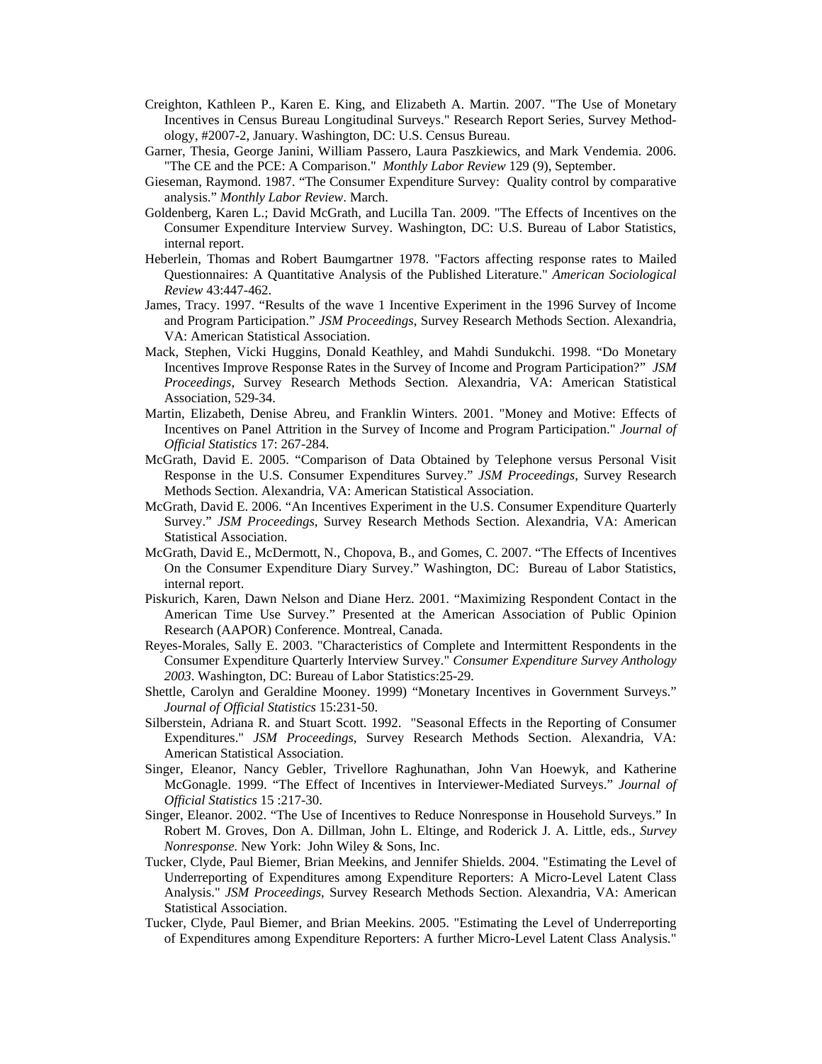Creighton, Kathleen P., Karen E. King, and Elizabeth A. Martin. 2007. "The Use of Monetary Incentives in Census Bureau Longitudinal Surveys." Research Report Series, Survey Methodology, #2007-2, January. Washington, DC: U.S. Census Bureau.

Garner, Thesia, George Janini, William Passero, Laura Paszkiewics, and Mark Vendemia. 2006. "The CE and the PCE: A Comparison." *Monthly Labor Review* 129 (9), September.

Gieseman, Raymond. 1987. "The Consumer Expenditure Survey: Quality control by comparative analysis." *Monthly Labor Review*. March.

Goldenberg, Karen L.; David McGrath, and Lucilla Tan. 2009. "The Effects of Incentives on the Consumer Expenditure Interview Survey. Washington, DC: U.S. Bureau of Labor Statistics, internal report.

Heberlein, Thomas and Robert Baumgartner 1978. "Factors affecting response rates to Mailed Questionnaires: A Quantitative Analysis of the Published Literature." *American Sociological Review* 43:447-462.

James, Tracy. 1997. "Results of the wave 1 Incentive Experiment in the 1996 Survey of Income and Program Participation." *JSM Proceedings*, Survey Research Methods Section. Alexandria, VA: American Statistical Association.

Mack, Stephen, Vicki Huggins, Donald Keathley, and Mahdi Sundukchi. 1998. "Do Monetary Incentives Improve Response Rates in the Survey of Income and Program Participation?" *JSM Proceedings,* Survey Research Methods Section. Alexandria, VA: American Statistical Association, 529-34.

Martin, Elizabeth, Denise Abreu, and Franklin Winters. 2001. "Money and Motive: Effects of Incentives on Panel Attrition in the Survey of Income and Program Participation." *Journal of Official Statistics* 17: 267-284.

McGrath, David E. 2005. "Comparison of Data Obtained by Telephone versus Personal Visit Response in the U.S. Consumer Expenditures Survey." *JSM Proceedings*, Survey Research Methods Section. Alexandria, VA: American Statistical Association.

McGrath, David E. 2006. "An Incentives Experiment in the U.S. Consumer Expenditure Quarterly Survey." *JSM Proceedings*, Survey Research Methods Section. Alexandria, VA: American Statistical Association.

McGrath, David E., McDermott, N., Chopova, B., and Gomes, C. 2007. "The Effects of Incentives On the Consumer Expenditure Diary Survey." Washington, DC: Bureau of Labor Statistics, internal report.

Piskurich, Karen, Dawn Nelson and Diane Herz. 2001. "Maximizing Respondent Contact in the American Time Use Survey." Presented at the American Association of Public Opinion Research (AAPOR) Conference. Montreal, Canada.

Reyes-Morales, Sally E. 2003. "Characteristics of Complete and Intermittent Respondents in the Consumer Expenditure Quarterly Interview Survey." *Consumer Expenditure Survey Anthology 2003*. Washington, DC: Bureau of Labor Statistics:25-29.

Shettle, Carolyn and Geraldine Mooney. 1999) "Monetary Incentives in Government Surveys." *Journal of Official Statistics* 15:231-50.

Silberstein, Adriana R. and Stuart Scott. 1992. "Seasonal Effects in the Reporting of Consumer Expenditures." *JSM Proceedings*, Survey Research Methods Section. Alexandria, VA: American Statistical Association.

Singer, Eleanor, Nancy Gebler, Trivellore Raghunathan, John Van Hoewyk, and Katherine McGonagle. 1999. "The Effect of Incentives in Interviewer-Mediated Surveys." *Journal of Official Statistics* 15 :217-30.

Singer, Eleanor. 2002. "The Use of Incentives to Reduce Nonresponse in Household Surveys." In Robert M. Groves, Don A. Dillman, John L. Eltinge, and Roderick J. A. Little, eds., *Survey Nonresponse*. New York: John Wiley & Sons, Inc.

Tucker, Clyde, Paul Biemer, Brian Meekins, and Jennifer Shields. 2004. "Estimating the Level of Underreporting of Expenditures among Expenditure Reporters: A Micro-Level Latent Class Analysis." *JSM Proceedings*, Survey Research Methods Section. Alexandria, VA: American Statistical Association.

Tucker, Clyde, Paul Biemer, and Brian Meekins. 2005. "Estimating the Level of Underreporting of Expenditures among Expenditure Reporters: A further Micro-Level Latent Class Analysis."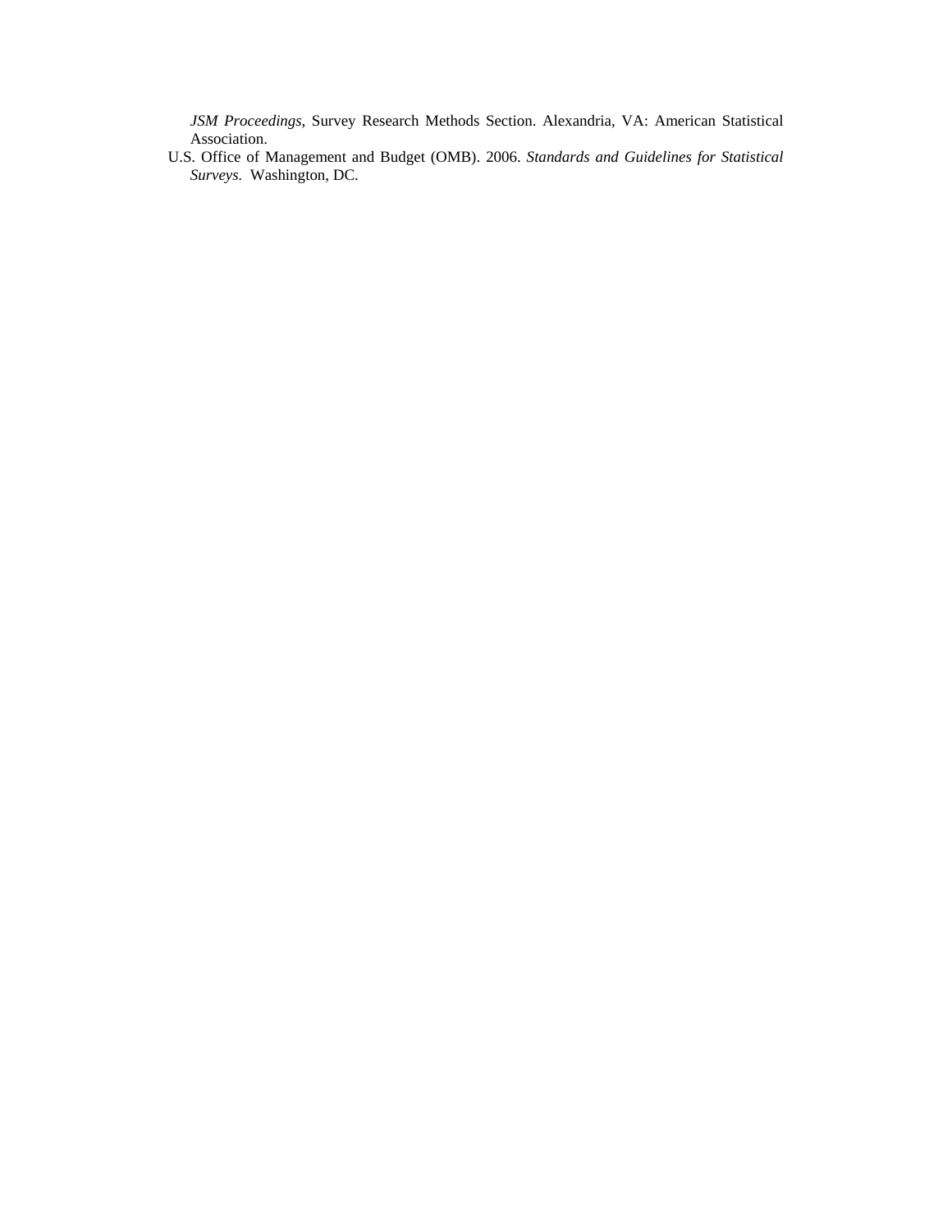*JSM Proceedings*, Survey Research Methods Section. Alexandria, VA: American Statistical Association.

U.S. Office of Management and Budget (OMB). 2006. *Standards and Guidelines for Statistical Surveys.* Washington, DC.